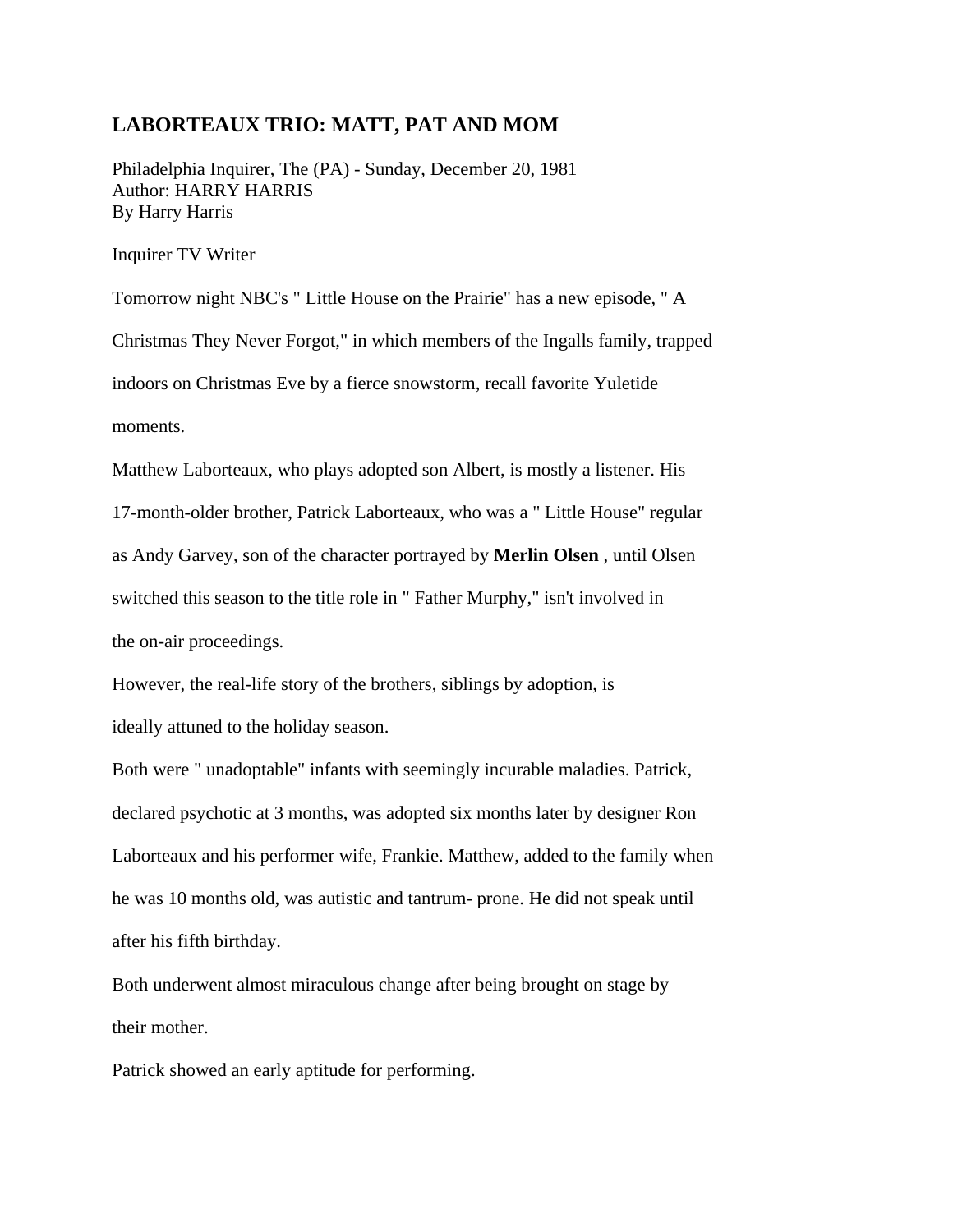# LABORTEAUX TRIO: MATT, PAT AND MOM

Philadelphia Inquirer, The (PA) - Sunday, December 20, 1981
Author: HARRY HARRIS
By Harry Harris

Inquirer TV Writer

Tomorrow night NBC's " Little House on the Prairie" has a new episode, " A Christmas They Never Forgot," in which members of the Ingalls family, trapped indoors on Christmas Eve by a fierce snowstorm, recall favorite Yuletide moments.

Matthew Laborteaux, who plays adopted son Albert, is mostly a listener. His 17-month-older brother, Patrick Laborteaux, who was a " Little House" regular as Andy Garvey, son of the character portrayed by **Merlin Olsen** , until Olsen switched this season to the title role in " Father Murphy," isn't involved in the on-air proceedings.

However, the real-life story of the brothers, siblings by adoption, is ideally attuned to the holiday season.

Both were " unadoptable" infants with seemingly incurable maladies. Patrick, declared psychotic at 3 months, was adopted six months later by designer Ron Laborteaux and his performer wife, Frankie. Matthew, added to the family when he was 10 months old, was autistic and tantrum- prone. He did not speak until after his fifth birthday.

Both underwent almost miraculous change after being brought on stage by their mother.

Patrick showed an early aptitude for performing.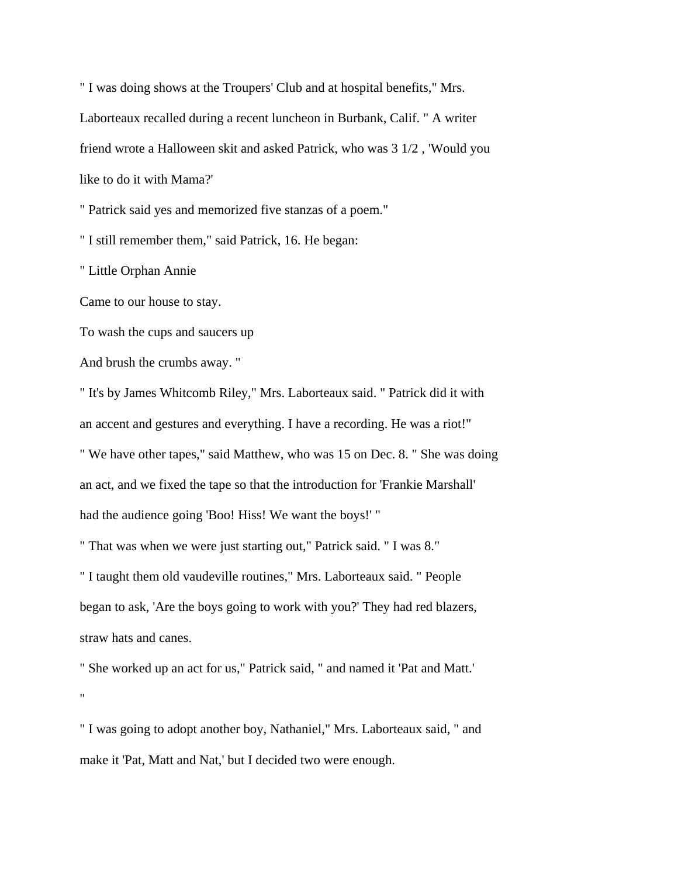" I was doing shows at the Troupers' Club and at hospital benefits," Mrs. Laborteaux recalled during a recent luncheon in Burbank, Calif. " A writer friend wrote a Halloween skit and asked Patrick, who was 3 1/2 , 'Would you like to do it with Mama?'

" Patrick said yes and memorized five stanzas of a poem."

" I still remember them," said Patrick, 16. He began:

" Little Orphan Annie
Came to our house to stay.
To wash the cups and saucers up
And brush the crumbs away. "

" It's by James Whitcomb Riley," Mrs. Laborteaux said. " Patrick did it with an accent and gestures and everything. I have a recording. He was a riot!"

" We have other tapes," said Matthew, who was 15 on Dec. 8. " She was doing an act, and we fixed the tape so that the introduction for 'Frankie Marshall' had the audience going 'Boo! Hiss! We want the boys!' "

" That was when we were just starting out," Patrick said. " I was 8."

" I taught them old vaudeville routines," Mrs. Laborteaux said. " People began to ask, 'Are the boys going to work with you?' They had red blazers, straw hats and canes.

" She worked up an act for us," Patrick said, " and named it 'Pat and Matt.' "

" I was going to adopt another boy, Nathaniel," Mrs. Laborteaux said, " and make it 'Pat, Matt and Nat,' but I decided two were enough.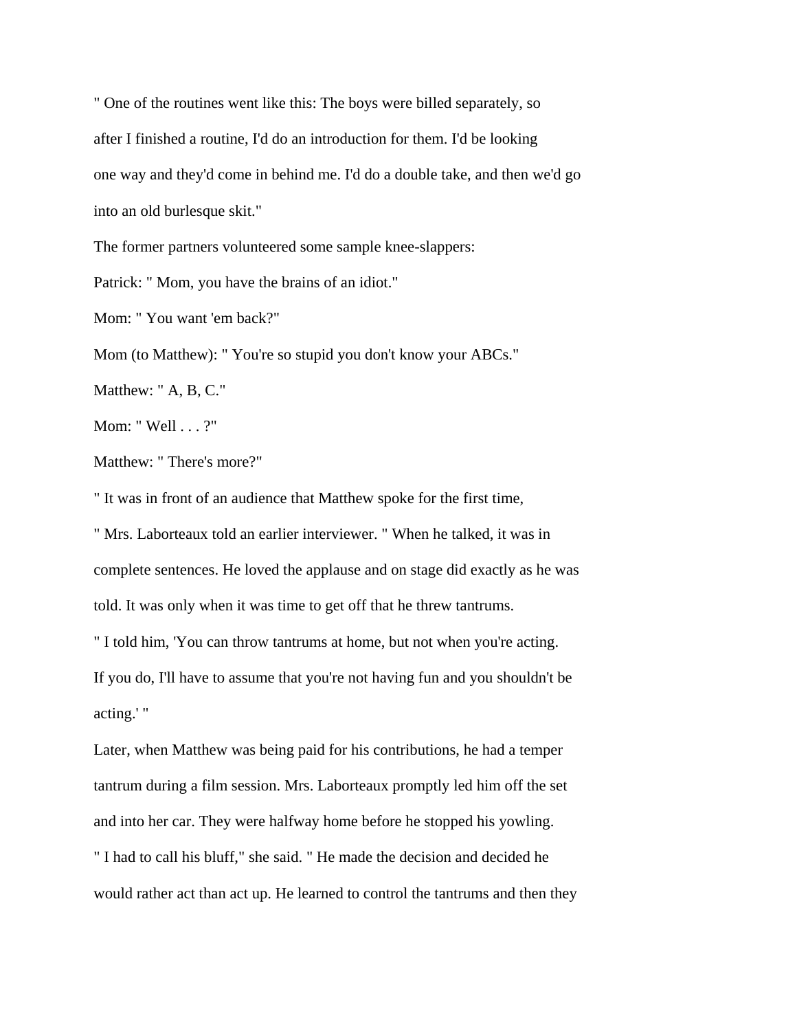" One of the routines went like this: The boys were billed separately, so after I finished a routine, I'd do an introduction for them. I'd be looking one way and they'd come in behind me. I'd do a double take, and then we'd go into an old burlesque skit."

The former partners volunteered some sample knee-slappers:

Patrick: " Mom, you have the brains of an idiot."

Mom: " You want 'em back?"

Mom (to Matthew): " You're so stupid you don't know your ABCs."

Matthew: " A, B, C."

Mom: " Well . . . ?"

Matthew: " There's more?"

" It was in front of an audience that Matthew spoke for the first time, " Mrs. Laborteaux told an earlier interviewer. " When he talked, it was in complete sentences. He loved the applause and on stage did exactly as he was told. It was only when it was time to get off that he threw tantrums.

" I told him, 'You can throw tantrums at home, but not when you're acting. If you do, I'll have to assume that you're not having fun and you shouldn't be acting.' "

Later, when Matthew was being paid for his contributions, he had a temper tantrum during a film session. Mrs. Laborteaux promptly led him off the set and into her car. They were halfway home before he stopped his yowling.

" I had to call his bluff," she said. " He made the decision and decided he would rather act than act up. He learned to control the tantrums and then they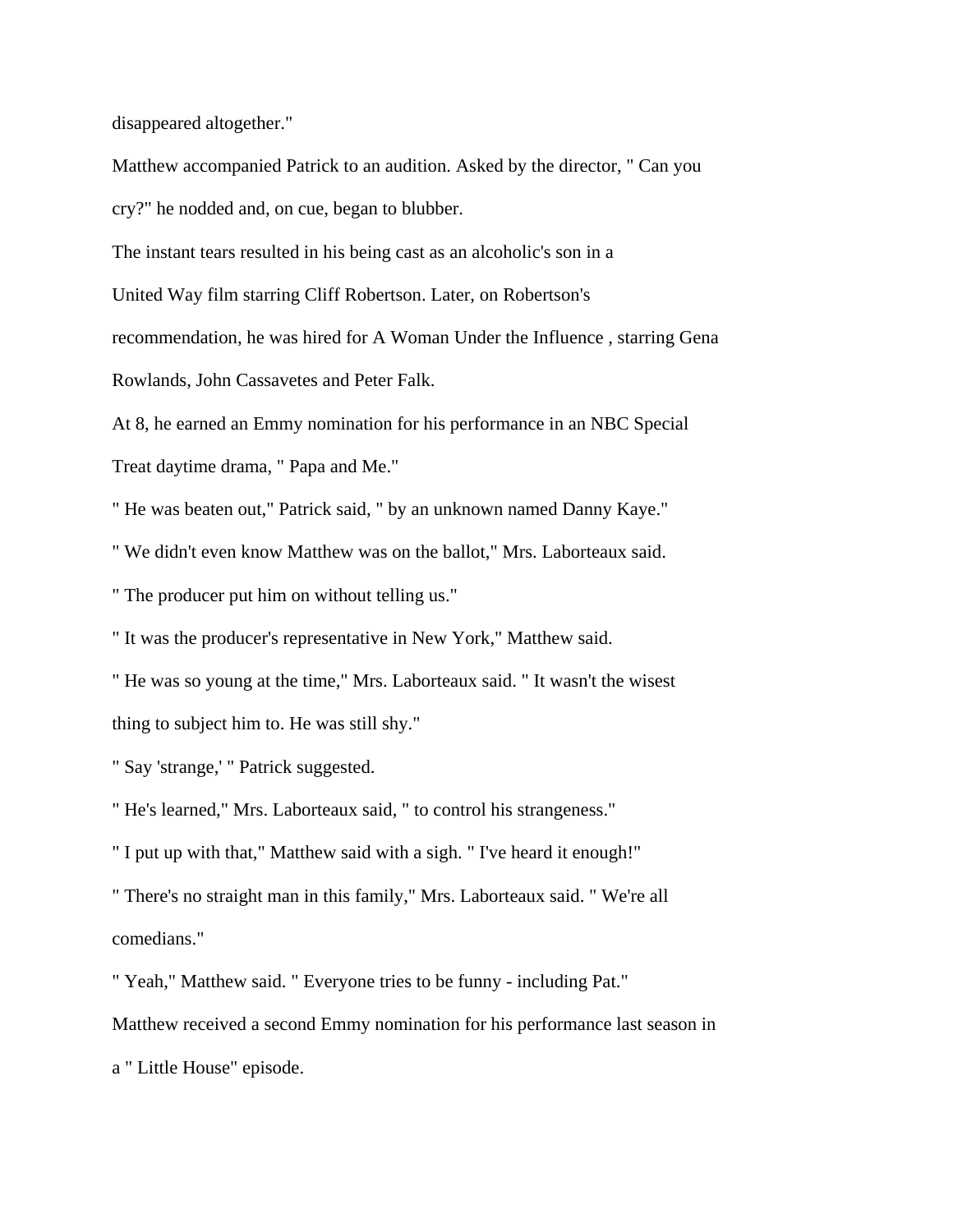disappeared altogether."

Matthew accompanied Patrick to an audition. Asked by the director, " Can you cry?" he nodded and, on cue, began to blubber.

The instant tears resulted in his being cast as an alcoholic's son in a United Way film starring Cliff Robertson. Later, on Robertson's recommendation, he was hired for A Woman Under the Influence , starring Gena Rowlands, John Cassavetes and Peter Falk.

At 8, he earned an Emmy nomination for his performance in an NBC Special Treat daytime drama, " Papa and Me."

" He was beaten out," Patrick said, " by an unknown named Danny Kaye."

" We didn't even know Matthew was on the ballot," Mrs. Laborteaux said.

" The producer put him on without telling us."

" It was the producer's representative in New York," Matthew said.

" He was so young at the time," Mrs. Laborteaux said. " It wasn't the wisest thing to subject him to. He was still shy."

" Say 'strange,' " Patrick suggested.

" He's learned," Mrs. Laborteaux said, " to control his strangeness."

" I put up with that," Matthew said with a sigh. " I've heard it enough!"

" There's no straight man in this family," Mrs. Laborteaux said. " We're all comedians."

" Yeah," Matthew said. " Everyone tries to be funny - including Pat."

Matthew received a second Emmy nomination for his performance last season in a " Little House" episode.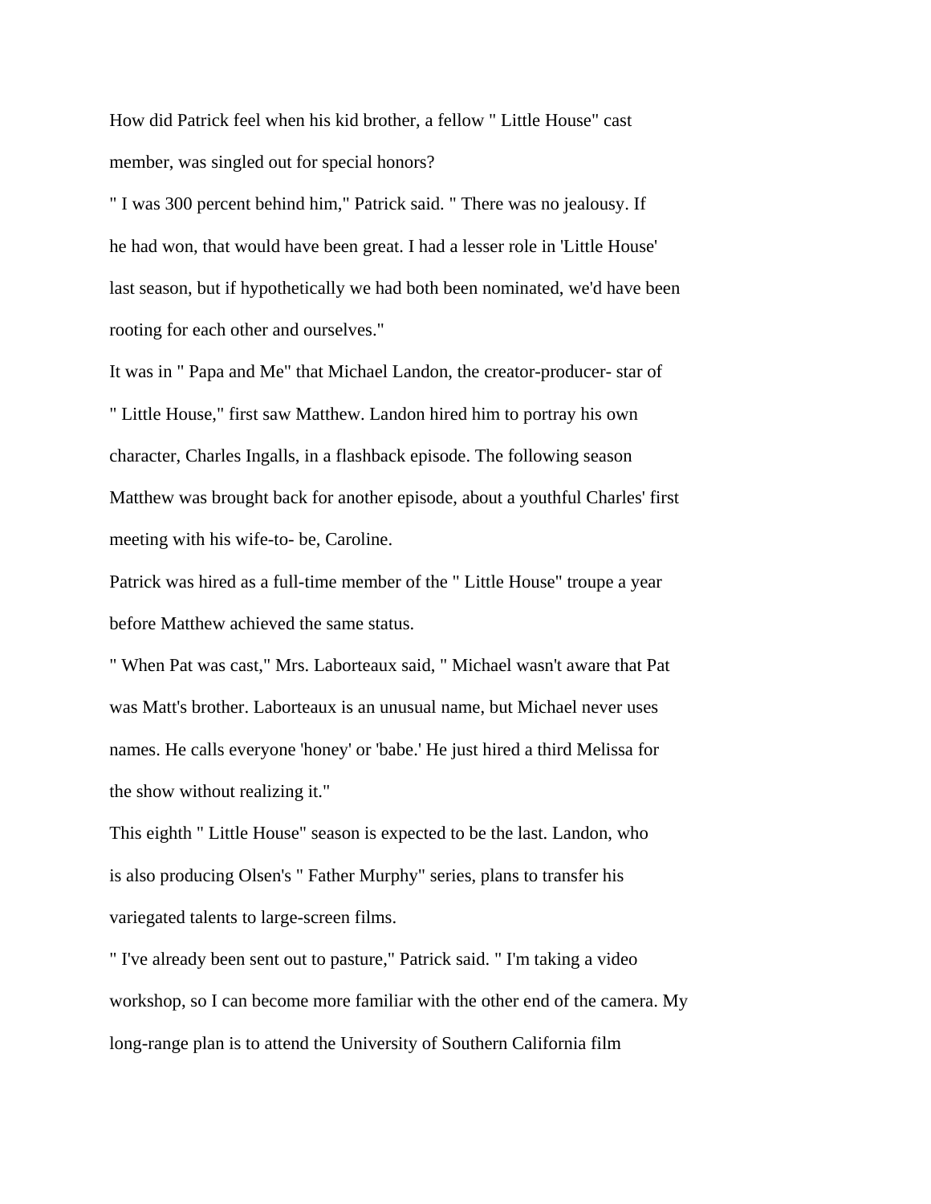How did Patrick feel when his kid brother, a fellow " Little House" cast member, was singled out for special honors?

" I was 300 percent behind him," Patrick said. " There was no jealousy. If he had won, that would have been great. I had a lesser role in 'Little House' last season, but if hypothetically we had both been nominated, we'd have been rooting for each other and ourselves."

It was in " Papa and Me" that Michael Landon, the creator-producer- star of " Little House," first saw Matthew. Landon hired him to portray his own character, Charles Ingalls, in a flashback episode. The following season Matthew was brought back for another episode, about a youthful Charles' first meeting with his wife-to- be, Caroline.

Patrick was hired as a full-time member of the " Little House" troupe a year before Matthew achieved the same status.

" When Pat was cast," Mrs. Laborteaux said, " Michael wasn't aware that Pat was Matt's brother. Laborteaux is an unusual name, but Michael never uses names. He calls everyone 'honey' or 'babe.' He just hired a third Melissa for the show without realizing it."

This eighth " Little House" season is expected to be the last. Landon, who is also producing Olsen's " Father Murphy" series, plans to transfer his variegated talents to large-screen films.

" I've already been sent out to pasture," Patrick said. " I'm taking a video workshop, so I can become more familiar with the other end of the camera. My long-range plan is to attend the University of Southern California film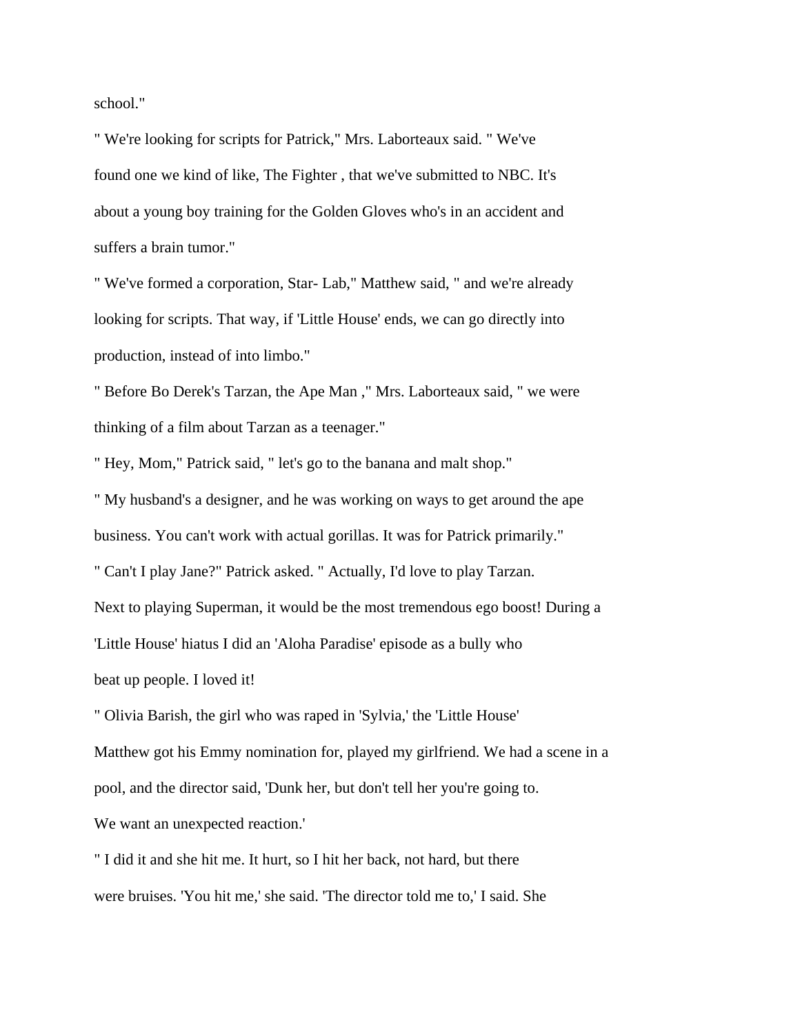school."

" We're looking for scripts for Patrick," Mrs. Laborteaux said. " We've found one we kind of like, The Fighter , that we've submitted to NBC. It's about a young boy training for the Golden Gloves who's in an accident and suffers a brain tumor."

" We've formed a corporation, Star- Lab," Matthew said, " and we're already looking for scripts. That way, if 'Little House' ends, we can go directly into production, instead of into limbo."

" Before Bo Derek's Tarzan, the Ape Man ," Mrs. Laborteaux said, " we were thinking of a film about Tarzan as a teenager."

" Hey, Mom," Patrick said, " let's go to the banana and malt shop."

" My husband's a designer, and he was working on ways to get around the ape business. You can't work with actual gorillas. It was for Patrick primarily."

" Can't I play Jane?" Patrick asked. " Actually, I'd love to play Tarzan. Next to playing Superman, it would be the most tremendous ego boost! During a 'Little House' hiatus I did an 'Aloha Paradise' episode as a bully who beat up people. I loved it!

" Olivia Barish, the girl who was raped in 'Sylvia,' the 'Little House' Matthew got his Emmy nomination for, played my girlfriend. We had a scene in a pool, and the director said, 'Dunk her, but don't tell her you're going to. We want an unexpected reaction.'

" I did it and she hit me. It hurt, so I hit her back, not hard, but there were bruises. 'You hit me,' she said. 'The director told me to,' I said. She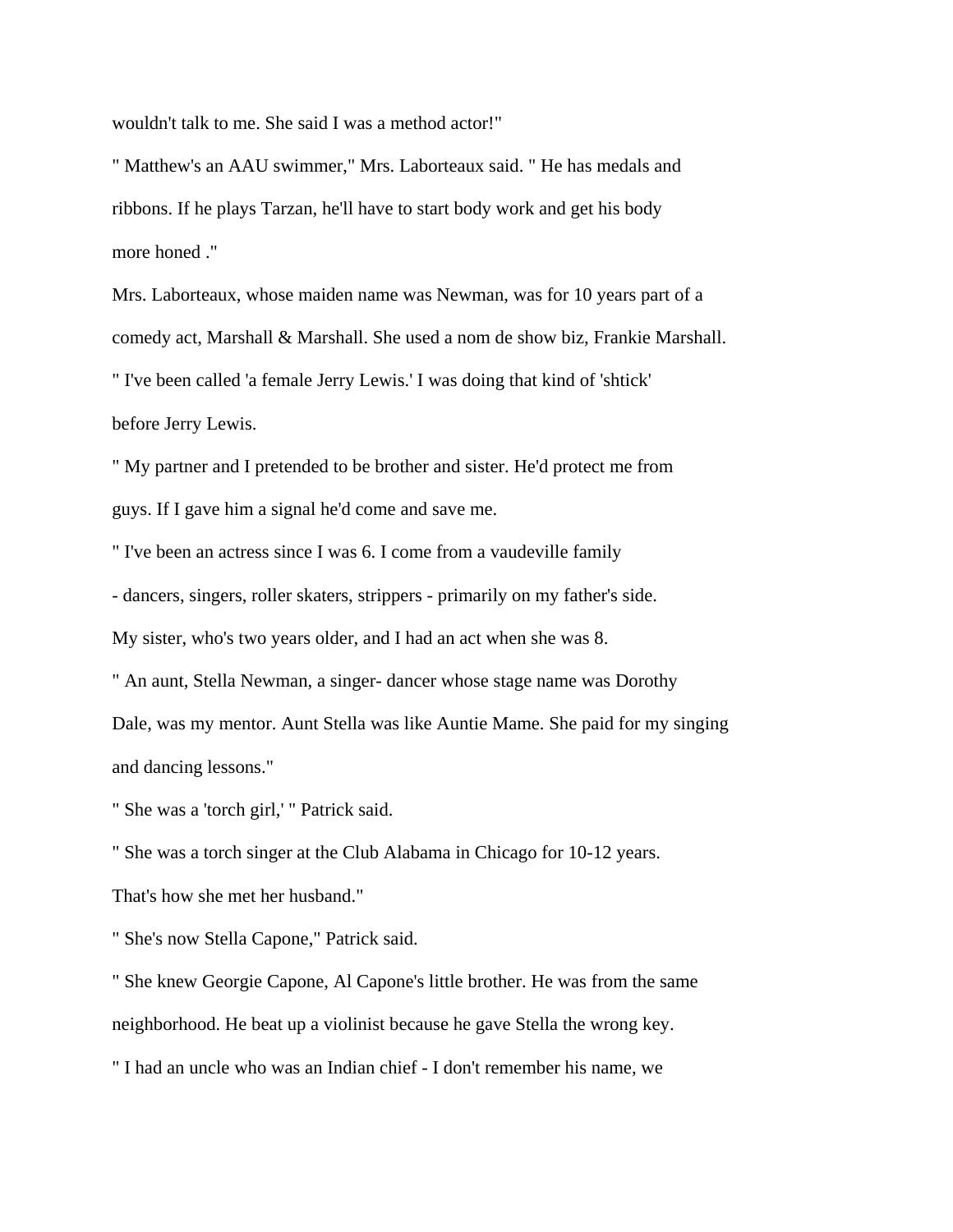wouldn't talk to me. She said I was a method actor!"

" Matthew's an AAU swimmer," Mrs. Laborteaux said. " He has medals and ribbons. If he plays Tarzan, he'll have to start body work and get his body more honed ."

Mrs. Laborteaux, whose maiden name was Newman, was for 10 years part of a comedy act, Marshall & Marshall. She used a nom de show biz, Frankie Marshall.

" I've been called 'a female Jerry Lewis.' I was doing that kind of 'shtick' before Jerry Lewis.

" My partner and I pretended to be brother and sister. He'd protect me from guys. If I gave him a signal he'd come and save me.

" I've been an actress since I was 6. I come from a vaudeville family - dancers, singers, roller skaters, strippers - primarily on my father's side. My sister, who's two years older, and I had an act when she was 8.

" An aunt, Stella Newman, a singer- dancer whose stage name was Dorothy Dale, was my mentor. Aunt Stella was like Auntie Mame. She paid for my singing and dancing lessons."

" She was a 'torch girl,' " Patrick said.

" She was a torch singer at the Club Alabama in Chicago for 10-12 years. That's how she met her husband."

" She's now Stella Capone," Patrick said.

" She knew Georgie Capone, Al Capone's little brother. He was from the same neighborhood. He beat up a violinist because he gave Stella the wrong key.

" I had an uncle who was an Indian chief - I don't remember his name, we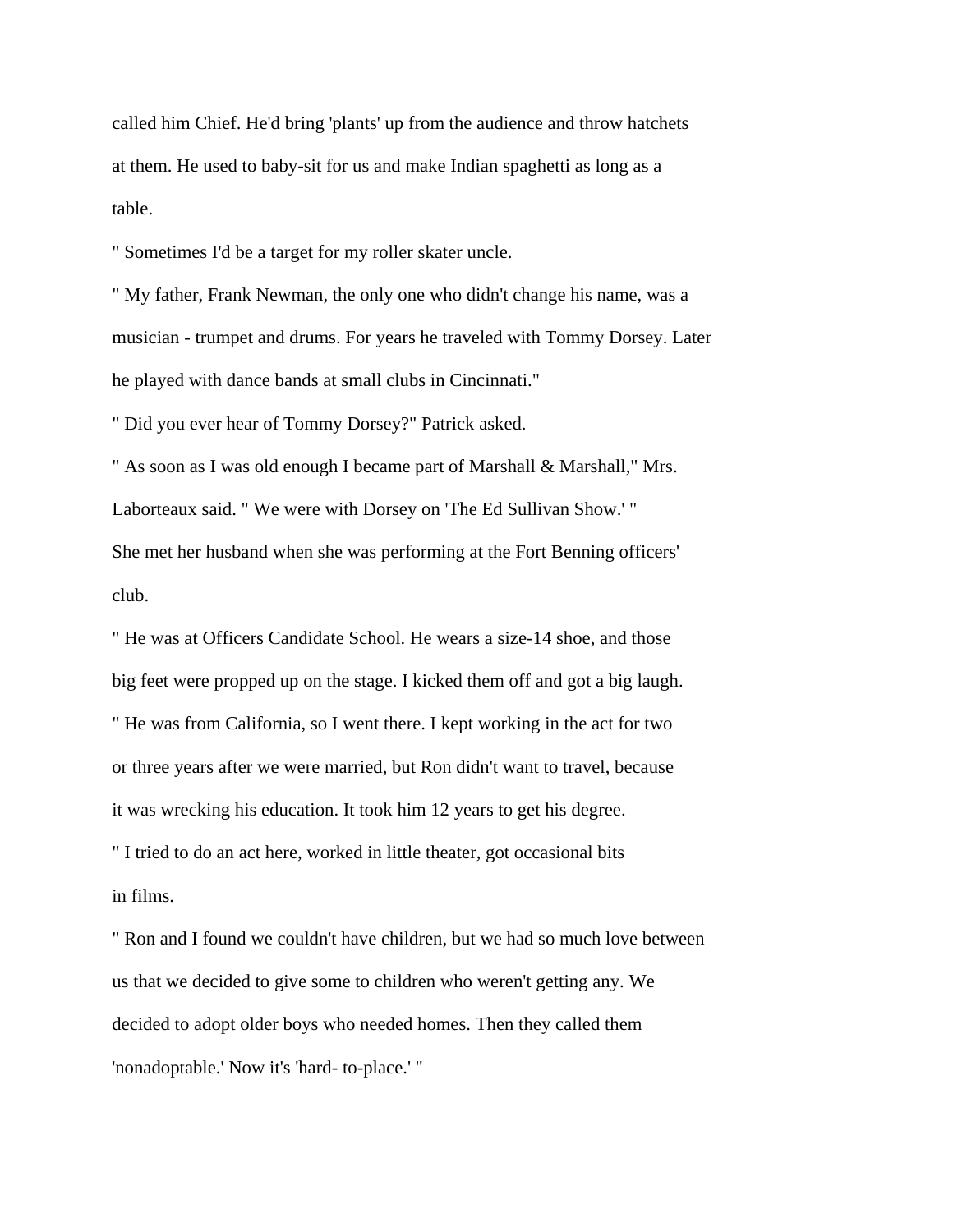called him Chief. He'd bring 'plants' up from the audience and throw hatchets at them. He used to baby-sit for us and make Indian spaghetti as long as a table.

" Sometimes I'd be a target for my roller skater uncle.

" My father, Frank Newman, the only one who didn't change his name, was a musician - trumpet and drums. For years he traveled with Tommy Dorsey. Later he played with dance bands at small clubs in Cincinnati."

" Did you ever hear of Tommy Dorsey?" Patrick asked.

" As soon as I was old enough I became part of Marshall & Marshall," Mrs. Laborteaux said. " We were with Dorsey on 'The Ed Sullivan Show.' "

She met her husband when she was performing at the Fort Benning officers' club.

" He was at Officers Candidate School. He wears a size-14 shoe, and those big feet were propped up on the stage. I kicked them off and got a big laugh.

" He was from California, so I went there. I kept working in the act for two or three years after we were married, but Ron didn't want to travel, because it was wrecking his education. It took him 12 years to get his degree.

" I tried to do an act here, worked in little theater, got occasional bits in films.

" Ron and I found we couldn't have children, but we had so much love between us that we decided to give some to children who weren't getting any. We decided to adopt older boys who needed homes. Then they called them 'nonadoptable.' Now it's 'hard- to-place.' "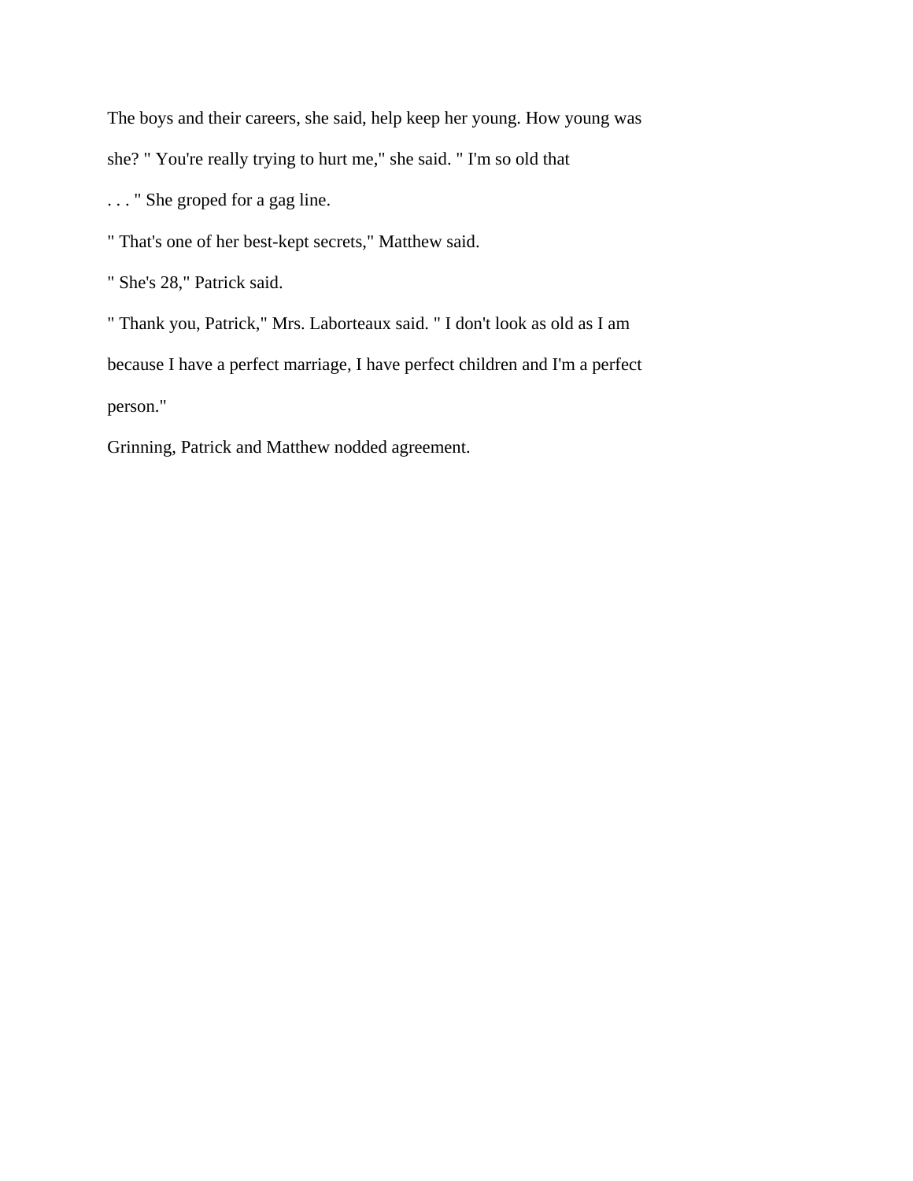The boys and their careers, she said, help keep her young. How young was she? " You're really trying to hurt me," she said. " I'm so old that . . . " She groped for a gag line.

" That's one of her best-kept secrets," Matthew said.

" She's 28," Patrick said.

" Thank you, Patrick," Mrs. Laborteaux said. " I don't look as old as I am because I have a perfect marriage, I have perfect children and I'm a perfect person."

Grinning, Patrick and Matthew nodded agreement.